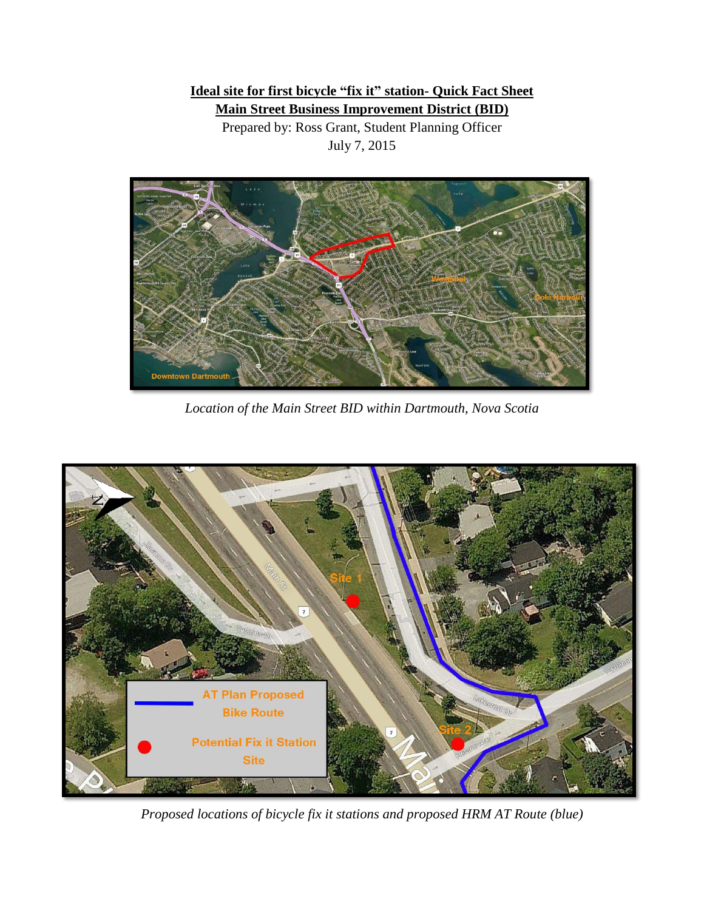**Ideal site for first bicycle "fix it" station- Quick Fact Sheet**

**Main Street Business Improvement District (BID)**

Prepared by: Ross Grant, Student Planning Officer

July 7, 2015

*Location of the Main Street BID within Dartmouth, Nova Scotia*

*Proposed locations of bicycle fix it stations and proposed HRM AT Route (blue)*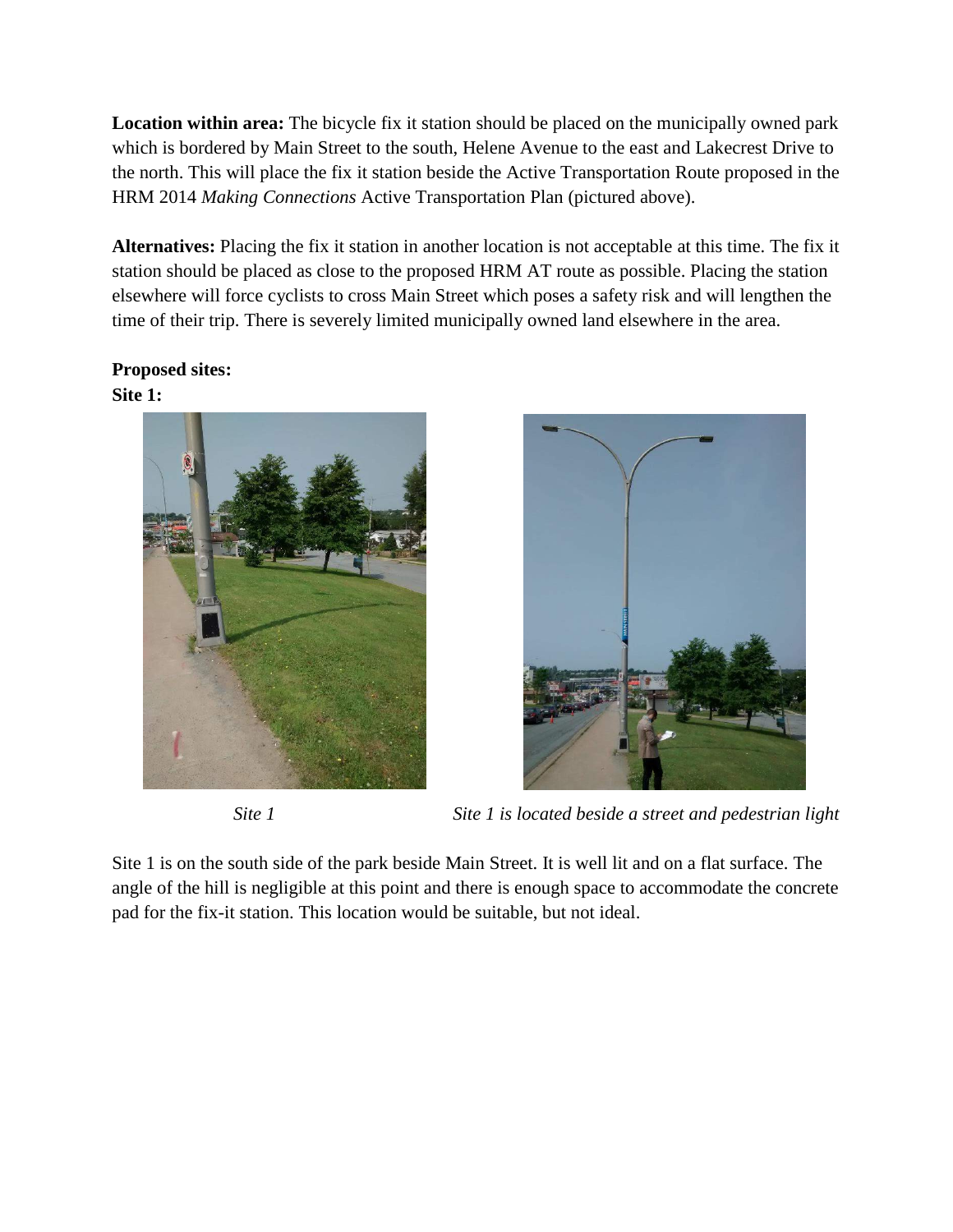**Location within area:** The bicycle fix it station should be placed on the municipally owned park which is bordered by Main Street to the south, Helene Avenue to the east and Lakecrest Drive to the north. This will place the fix it station beside the Active Transportation Route proposed in the HRM 2014 *Making Connections* Active Transportation Plan (pictured above).

**Alternatives:** Placing the fix it station in another location is not acceptable at this time. The fix it station should be placed as close to the proposed HRM AT route as possible. Placing the station elsewhere will force cyclists to cross Main Street which poses a safety risk and will lengthen the time of their trip. There is severely limited municipally owned land elsewhere in the area.

**Proposed sites:**

**Site 1:**

*Site 1*

*Site 1 is located beside a street and pedestrian light*

Site 1 is on the south side of the park beside Main Street. It is well lit and on a flat surface. The angle of the hill is negligible at this point and there is enough space to accommodate the concrete pad for the fix-it station. This location would be suitable, but not ideal.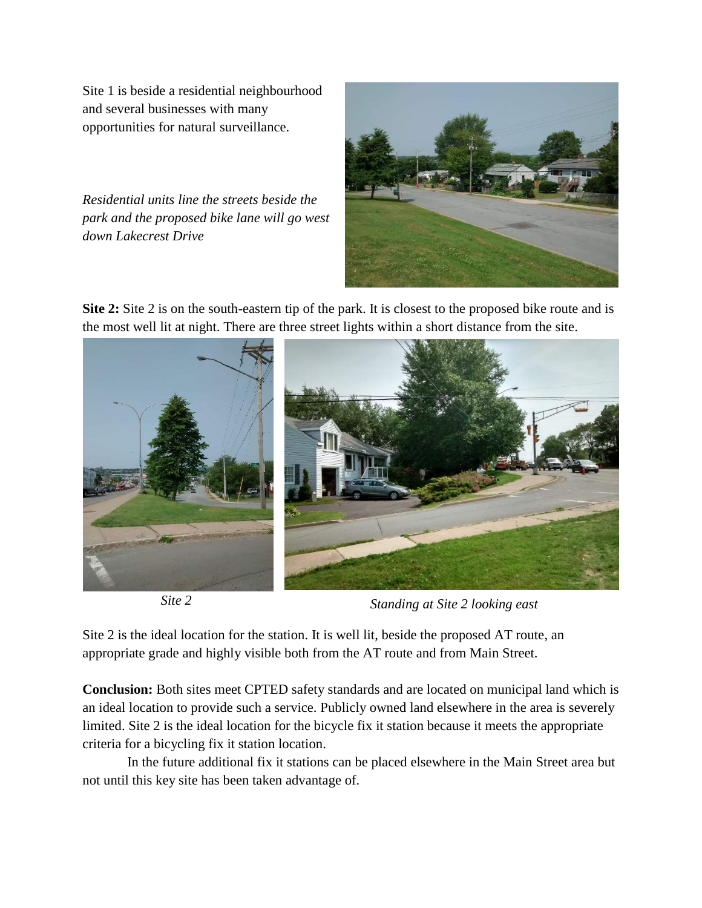Site 1 is beside a residential neighbourhood and several businesses with many opportunities for natural surveillance.

*Residential units line the streets beside the park and the proposed bike lane will go west down Lakecrest Drive*

**Site 2:** Site 2 is on the south-eastern tip of the park. It is closest to the proposed bike route and is the most well lit at night. There are three street lights within a short distance from the site.

*Site 2*

*Standing at Site 2 looking east*

Site 2 is the ideal location for the station. It is well lit, beside the proposed AT route, an appropriate grade and highly visible both from the AT route and from Main Street.

**Conclusion:** Both sites meet CPTED safety standards and are located on municipal land which is an ideal location to provide such a service. Publicly owned land elsewhere in the area is severely limited. Site 2 is the ideal location for the bicycle fix it station because it meets the appropriate criteria for a bicycling fix it station location.

In the future additional fix it stations can be placed elsewhere in the Main Street area but not until this key site has been taken advantage of.